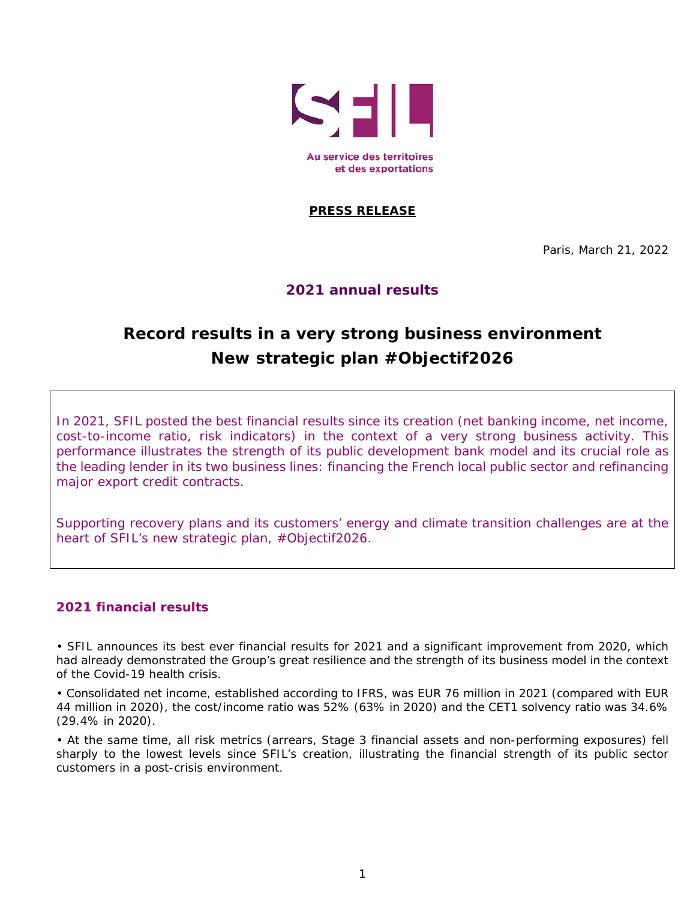SFIL

Au service des territoires
et des exportations

**PRESS RELEASE**

Paris, March 21, 2022

## 2021 annual results

# Record results in a very strong business environment
# New strategic plan #Objectif2026

In 2021, SFIL posted the best financial results since its creation (net banking income, net income, cost-to-income ratio, risk indicators) in the context of a very strong business activity. This performance illustrates the strength of its public development bank model and its crucial role as the leading lender in its two business lines: financing the French local public sector and refinancing major export credit contracts.

Supporting recovery plans and its customers' energy and climate transition challenges are at the heart of SFIL's new strategic plan, #Objectif2026.

## 2021 financial results

- SFIL announces its best ever financial results for 2021 and a significant improvement from 2020, which had already demonstrated the Group's great resilience and the strength of its business model in the context of the Covid-19 health crisis.
- Consolidated net income, established according to IFRS, was EUR 76 million in 2021 (compared with EUR 44 million in 2020), the cost/income ratio was 52% (63% in 2020) and the CET1 solvency ratio was 34.6% (29.4% in 2020).
- At the same time, all risk metrics (arrears, Stage 3 financial assets and non-performing exposures) fell sharply to the lowest levels since SFIL's creation, illustrating the financial strength of its public sector customers in a post-crisis environment.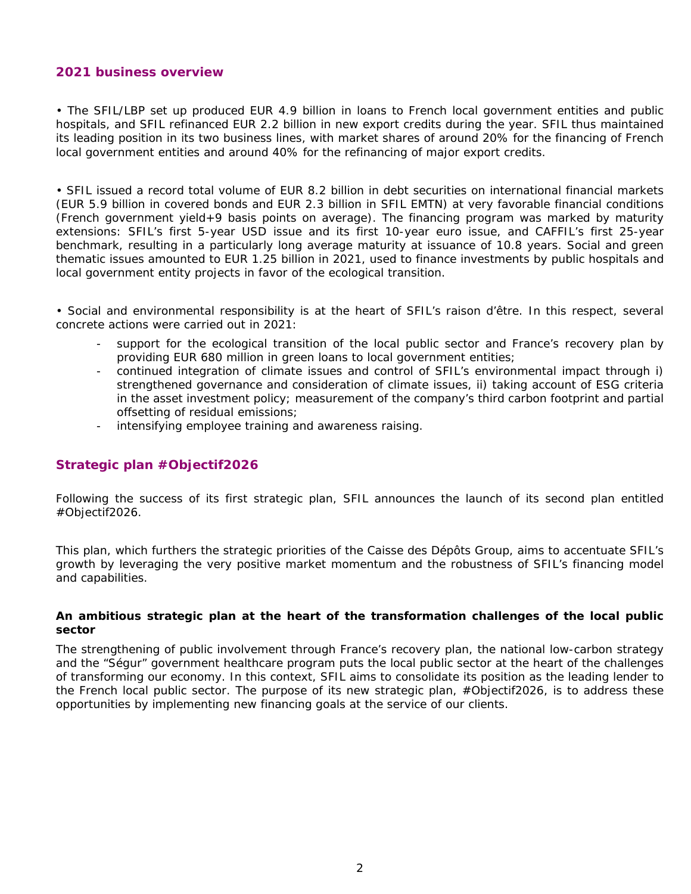## 2021 business overview

• The SFIL/LBP set up produced EUR 4.9 billion in loans to French local government entities and public hospitals, and SFIL refinanced EUR 2.2 billion in new export credits during the year. SFIL thus maintained its leading position in its two business lines, with market shares of around 20% for the financing of French local government entities and around 40% for the refinancing of major export credits.

• SFIL issued a record total volume of EUR 8.2 billion in debt securities on international financial markets (EUR 5.9 billion in covered bonds and EUR 2.3 billion in SFIL EMTN) at very favorable financial conditions (French government yield+9 basis points on average). The financing program was marked by maturity extensions: SFIL's first 5-year USD issue and its first 10-year euro issue, and CAFFIL's first 25-year benchmark, resulting in a particularly long average maturity at issuance of 10.8 years. Social and green thematic issues amounted to EUR 1.25 billion in 2021, used to finance investments by public hospitals and local government entity projects in favor of the ecological transition.

• Social and environmental responsibility is at the heart of SFIL's raison d'être. In this respect, several concrete actions were carried out in 2021:

- support for the ecological transition of the local public sector and France's recovery plan by providing EUR 680 million in green loans to local government entities;
- continued integration of climate issues and control of SFIL's environmental impact through i) strengthened governance and consideration of climate issues, ii) taking account of ESG criteria in the asset investment policy; measurement of the company's third carbon footprint and partial offsetting of residual emissions;
- intensifying employee training and awareness raising.

## Strategic plan #Objectif2026

Following the success of its first strategic plan, SFIL announces the launch of its second plan entitled #Objectif2026.

This plan, which furthers the strategic priorities of the Caisse des Dépôts Group, aims to accentuate SFIL's growth by leveraging the very positive market momentum and the robustness of SFIL's financing model and capabilities.

### An ambitious strategic plan at the heart of the transformation challenges of the local public sector

The strengthening of public involvement through France's recovery plan, the national low-carbon strategy and the "Ségur" government healthcare program puts the local public sector at the heart of the challenges of transforming our economy. In this context, SFIL aims to consolidate its position as the leading lender to the French local public sector. The purpose of its new strategic plan, #Objectif2026, is to address these opportunities by implementing new financing goals at the service of our clients.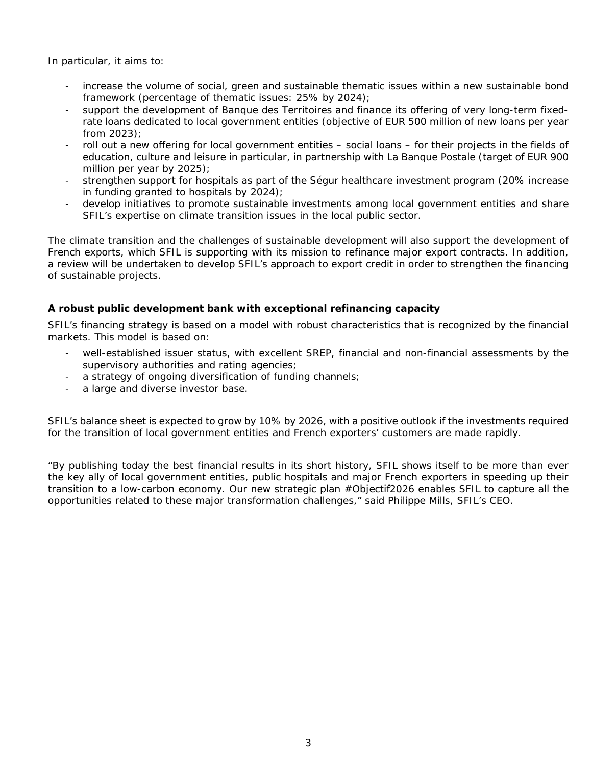In particular, it aims to:

- increase the volume of social, green and sustainable thematic issues within a new sustainable bond framework (percentage of thematic issues: 25% by 2024);
- support the development of Banque des Territoires and finance its offering of very long-term fixed-rate loans dedicated to local government entities (objective of EUR 500 million of new loans per year from 2023);
- roll out a new offering for local government entities – social loans – for their projects in the fields of education, culture and leisure in particular, in partnership with La Banque Postale (target of EUR 900 million per year by 2025);
- strengthen support for hospitals as part of the Ségur healthcare investment program (20% increase in funding granted to hospitals by 2024);
- develop initiatives to promote sustainable investments among local government entities and share SFIL's expertise on climate transition issues in the local public sector.

The climate transition and the challenges of sustainable development will also support the development of French exports, which SFIL is supporting with its mission to refinance major export contracts. In addition, a review will be undertaken to develop SFIL's approach to export credit in order to strengthen the financing of sustainable projects.

**A robust public development bank with exceptional refinancing capacity**

SFIL's financing strategy is based on a model with robust characteristics that is recognized by the financial markets. This model is based on:

- well-established issuer status, with excellent SREP, financial and non-financial assessments by the supervisory authorities and rating agencies;
- a strategy of ongoing diversification of funding channels;
- a large and diverse investor base.

SFIL's balance sheet is expected to grow by 10% by 2026, with a positive outlook if the investments required for the transition of local government entities and French exporters' customers are made rapidly.

"By publishing today the best financial results in its short history, SFIL shows itself to be more than ever the key ally of local government entities, public hospitals and major French exporters in speeding up their transition to a low-carbon economy. Our new strategic plan #Objectif2026 enables SFIL to capture all the opportunities related to these major transformation challenges," said Philippe Mills, SFIL's CEO.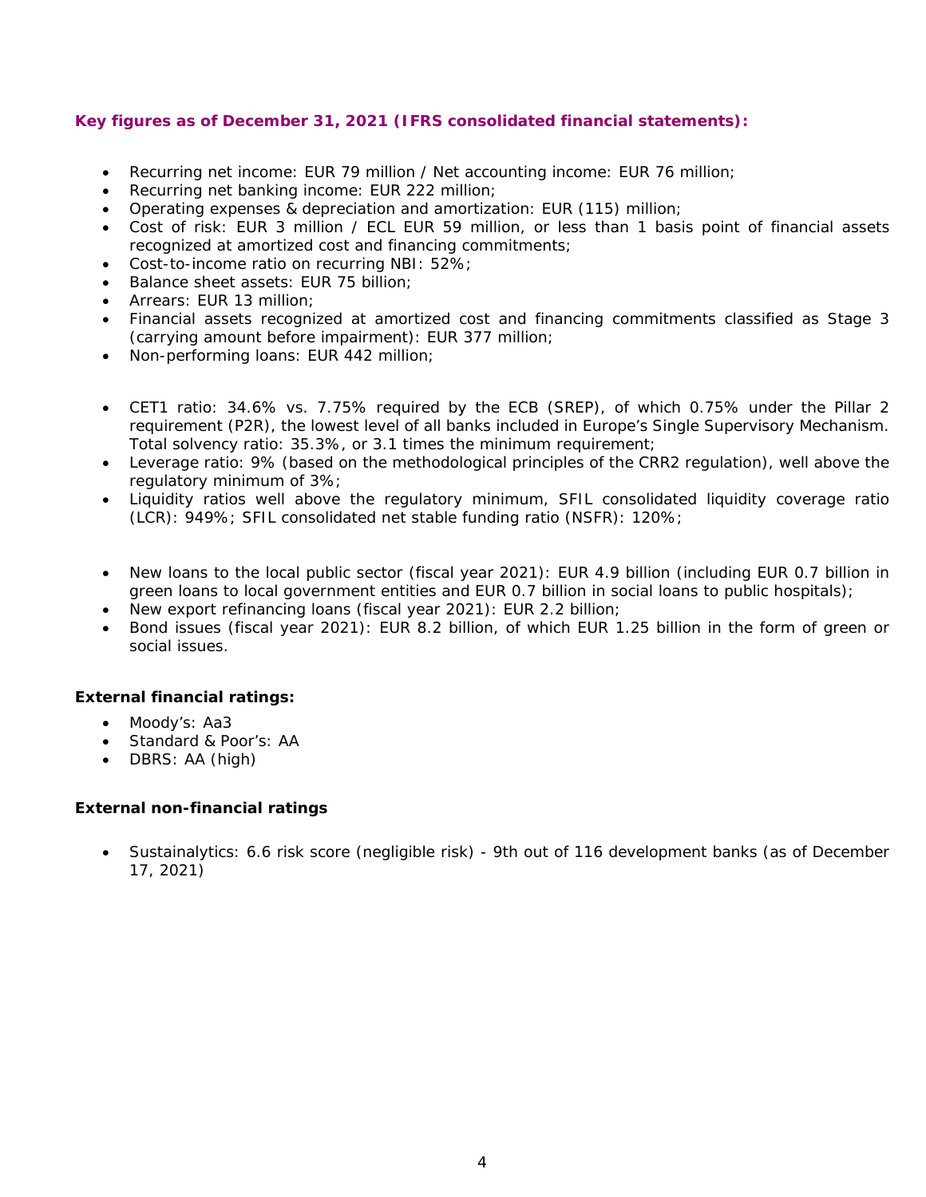**Key figures as of December 31, 2021 (IFRS consolidated financial statements):**

- Recurring net income: EUR 79 million / Net accounting income: EUR 76 million;
- Recurring net banking income: EUR 222 million;
- Operating expenses & depreciation and amortization: EUR (115) million;
- Cost of risk: EUR 3 million / ECL EUR 59 million, or less than 1 basis point of financial assets recognized at amortized cost and financing commitments;
- Cost-to-income ratio on recurring NBI: 52%;
- Balance sheet assets: EUR 75 billion;
- Arrears: EUR 13 million;
- Financial assets recognized at amortized cost and financing commitments classified as Stage 3 (carrying amount before impairment): EUR 377 million;
- Non-performing loans: EUR 442 million;

- CET1 ratio: 34.6% vs. 7.75% required by the ECB (SREP), of which 0.75% under the Pillar 2 requirement (P2R), the lowest level of all banks included in Europe's Single Supervisory Mechanism. Total solvency ratio: 35.3%, or 3.1 times the minimum requirement;
- Leverage ratio: 9% (based on the methodological principles of the CRR2 regulation), well above the regulatory minimum of 3%;
- Liquidity ratios well above the regulatory minimum, SFIL consolidated liquidity coverage ratio (LCR): 949%; SFIL consolidated net stable funding ratio (NSFR): 120%;

- New loans to the local public sector (fiscal year 2021): EUR 4.9 billion (including EUR 0.7 billion in green loans to local government entities and EUR 0.7 billion in social loans to public hospitals);
- New export refinancing loans (fiscal year 2021): EUR 2.2 billion;
- Bond issues (fiscal year 2021): EUR 8.2 billion, of which EUR 1.25 billion in the form of green or social issues.

**External financial ratings:**

- Moody's: Aa3
- Standard & Poor's: AA
- DBRS: AA (high)

**External non-financial ratings**

- Sustainalytics: 6.6 risk score (negligible risk) - 9th out of 116 development banks (as of December 17, 2021)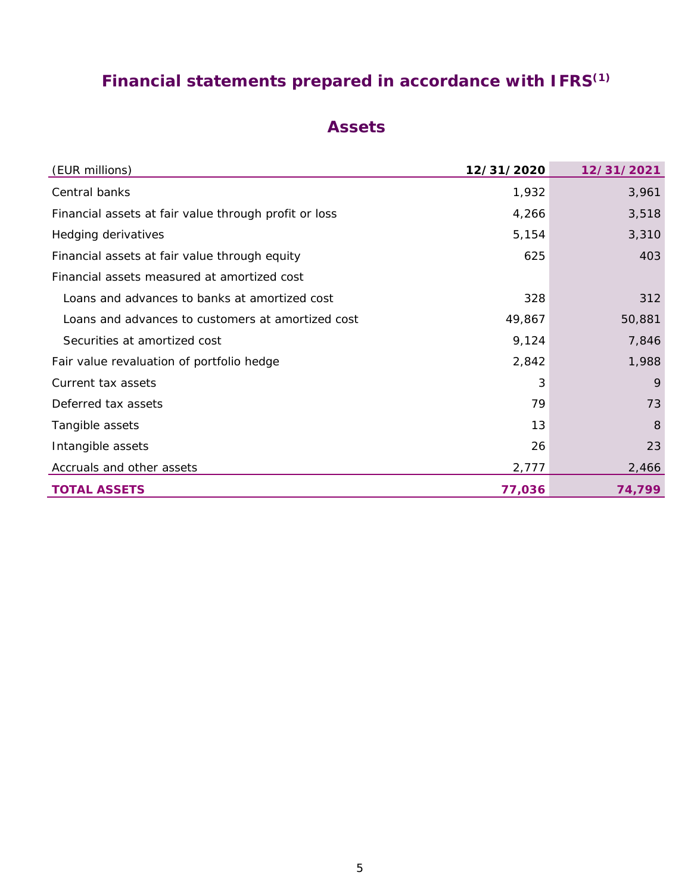# Financial statements prepared in accordance with IFRS[1]

## Assets

| (EUR millions) | 12/31/2020 | 12/31/2021 |
|---|---|---|
| Central banks | 1,932 | 3,961 |
| Financial assets at fair value through profit or loss | 4,266 | 3,518 |
| Hedging derivatives | 5,154 | 3,310 |
| Financial assets at fair value through equity | 625 | 403 |
| Financial assets measured at amortized cost | | |
| Loans and advances to banks at amortized cost | 328 | 312 |
| Loans and advances to customers at amortized cost | 49,867 | 50,881 |
| Securities at amortized cost | 9,124 | 7,846 |
| Fair value revaluation of portfolio hedge | 2,842 | 1,988 |
| Current tax assets | 3 | 9 |
| Deferred tax assets | 79 | 73 |
| Tangible assets | 13 | 8 |
| Intangible assets | 26 | 23 |
| Accruals and other assets | 2,777 | 2,466 |
| **TOTAL ASSETS** | **77,036** | **74,799** |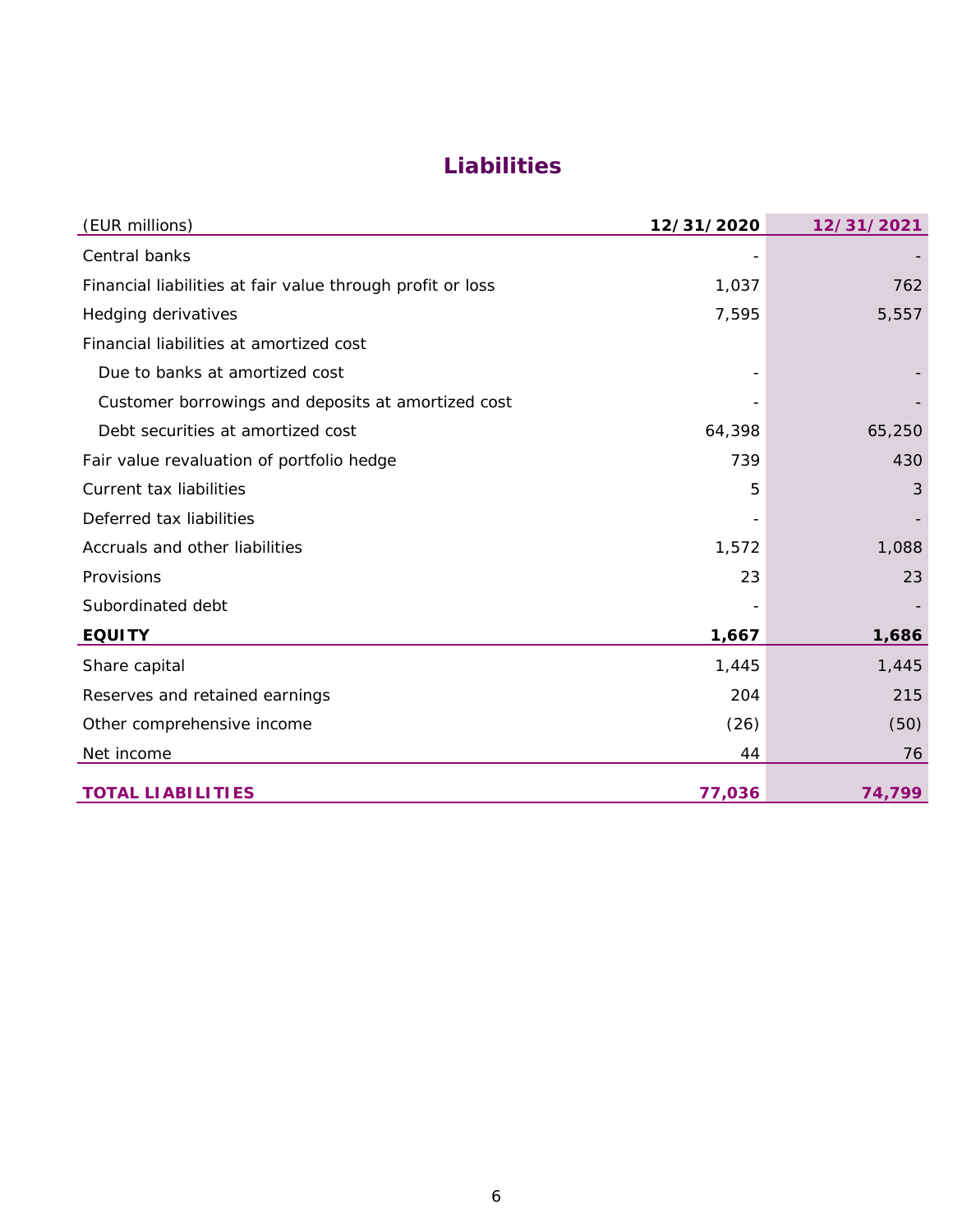# Liabilities

| (EUR millions) | 12/31/2020 | 12/31/2021 |
|---|---|---|
| Central banks | - | - |
| Financial liabilities at fair value through profit or loss | 1,037 | 762 |
| Hedging derivatives | 7,595 | 5,557 |
| Financial liabilities at amortized cost | | |
| Due to banks at amortized cost | - | - |
| Customer borrowings and deposits at amortized cost | - | - |
| Debt securities at amortized cost | 64,398 | 65,250 |
| Fair value revaluation of portfolio hedge | 739 | 430 |
| Current tax liabilities | 5 | 3 |
| Deferred tax liabilities | - | - |
| Accruals and other liabilities | 1,572 | 1,088 |
| Provisions | 23 | 23 |
| Subordinated debt | - | - |
| **EQUITY** | **1,667** | **1,686** |
| Share capital | 1,445 | 1,445 |
| Reserves and retained earnings | 204 | 215 |
| Other comprehensive income | (26) | (50) |
| Net income | 44 | 76 |
| **TOTAL LIABILITIES** | **77,036** | **74,799** |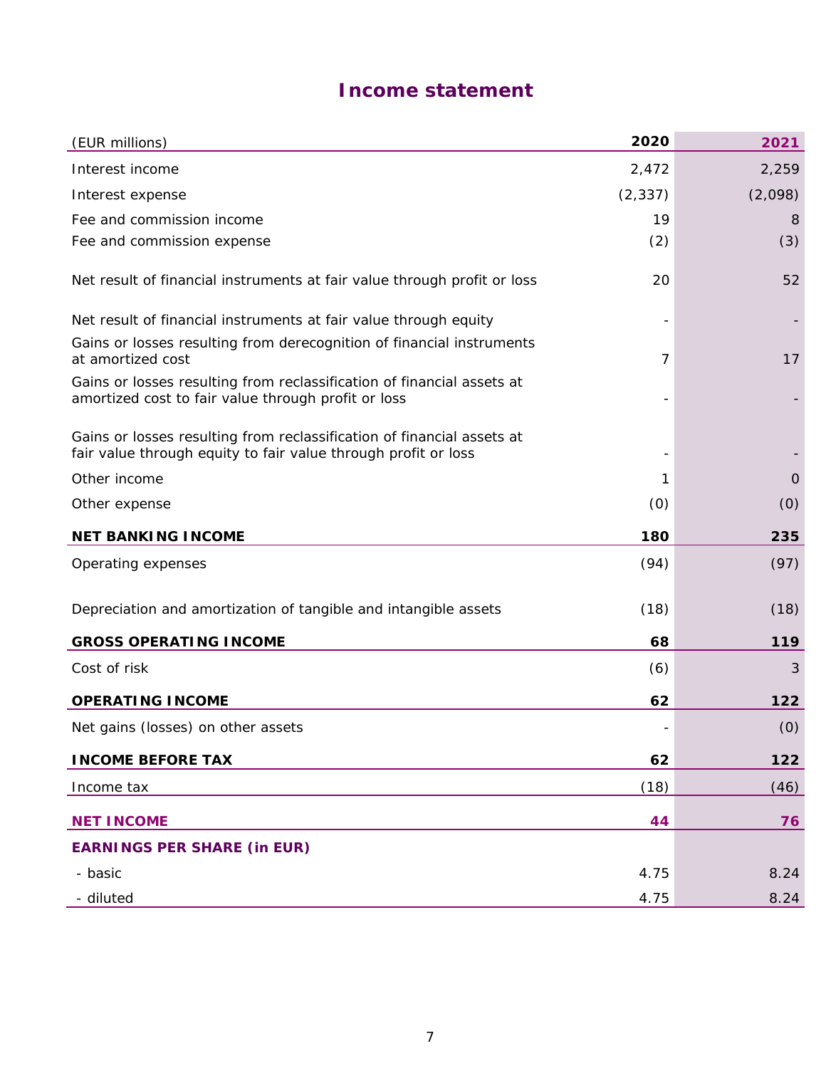# Income statement

| (EUR millions) | 2020 | 2021 |
|---|---|---|
| Interest income | 2,472 | 2,259 |
| Interest expense | (2,337) | (2,098) |
| Fee and commission income | 19 | 8 |
| Fee and commission expense | (2) | (3) |
| Net result of financial instruments at fair value through profit or loss | 20 | 52 |
| Net result of financial instruments at fair value through equity | - | - |
| Gains or losses resulting from derecognition of financial instruments at amortized cost | 7 | 17 |
| Gains or losses resulting from reclassification of financial assets at amortized cost to fair value through profit or loss | - | - |
| Gains or losses resulting from reclassification of financial assets at fair value through equity to fair value through profit or loss | - | - |
| Other income | 1 | 0 |
| Other expense | (0) | (0) |
| **NET BANKING INCOME** | **180** | **235** |
| Operating expenses | (94) | (97) |
| Depreciation and amortization of tangible and intangible assets | (18) | (18) |
| **GROSS OPERATING INCOME** | **68** | **119** |
| Cost of risk | (6) | 3 |
| **OPERATING INCOME** | **62** | **122** |
| Net gains (losses) on other assets | - | (0) |
| **INCOME BEFORE TAX** | **62** | **122** |
| Income tax | (18) | (46) |
| **NET INCOME** | **44** | **76** |
| **EARNINGS PER SHARE (in EUR)** | | |
| - basic | 4.75 | 8.24 |
| - diluted | 4.75 | 8.24 |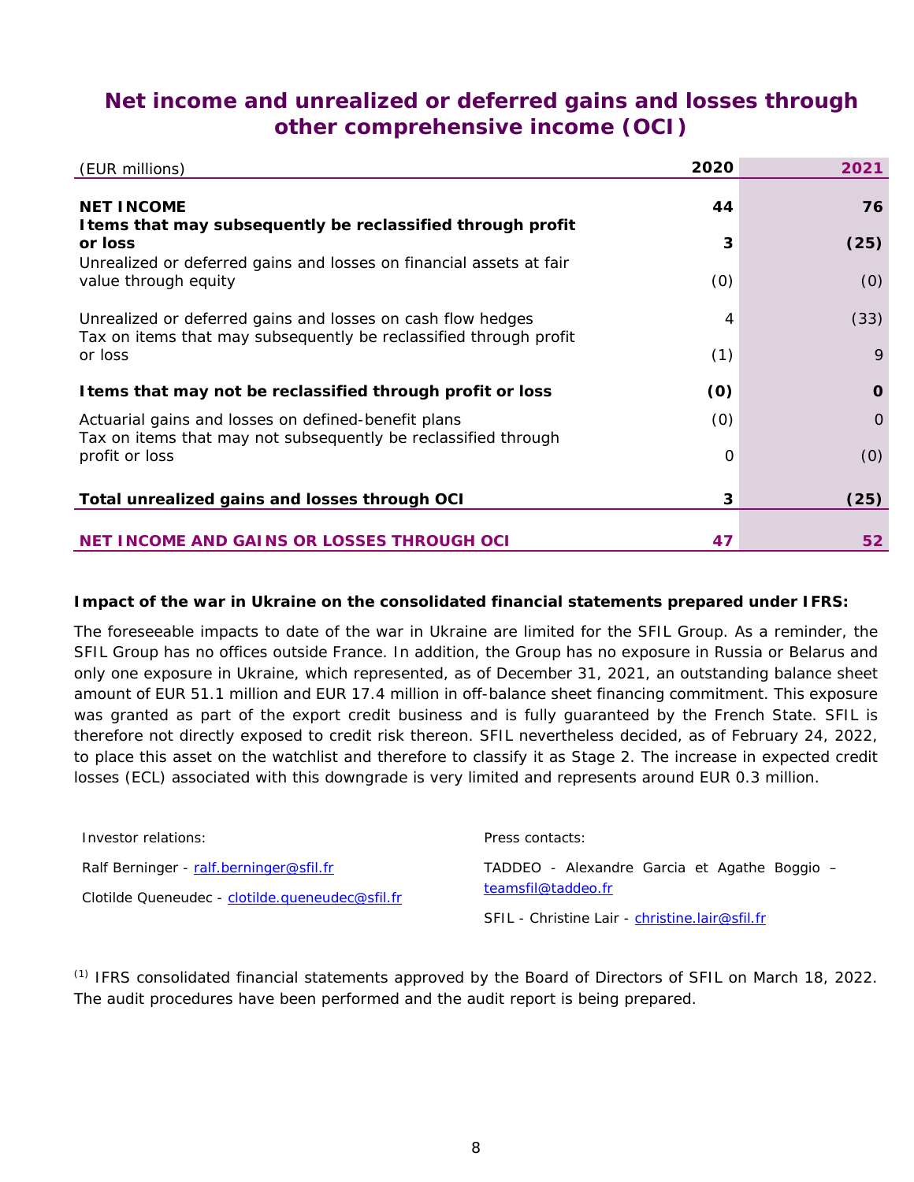## Net income and unrealized or deferred gains and losses through other comprehensive income (OCI)

| (EUR millions) | 2020 | 2021 |
|---|---|---|
| **NET INCOME** | **44** | **76** |
| **Items that may subsequently be reclassified through profit or loss** | **3** | **(25)** |
| Unrealized or deferred gains and losses on financial assets at fair value through equity | (0) | (0) |
| Unrealized or deferred gains and losses on cash flow hedges | 4 | (33) |
| Tax on items that may subsequently be reclassified through profit or loss | (1) | 9 |
| **Items that may not be reclassified through profit or loss** | **(0)** | **0** |
| Actuarial gains and losses on defined-benefit plans | (0) | 0 |
| Tax on items that may not subsequently be reclassified through profit or loss | 0 | (0) |
| **Total unrealized gains and losses through OCI** | **3** | **(25)** |
| **NET INCOME AND GAINS OR LOSSES THROUGH OCI** | **47** | **52** |

**Impact of the war in Ukraine on the consolidated financial statements prepared under IFRS:**

The foreseeable impacts to date of the war in Ukraine are limited for the SFIL Group. As a reminder, the SFIL Group has no offices outside France. In addition, the Group has no exposure in Russia or Belarus and only one exposure in Ukraine, which represented, as of December 31, 2021, an outstanding balance sheet amount of EUR 51.1 million and EUR 17.4 million in off-balance sheet financing commitment. This exposure was granted as part of the export credit business and is fully guaranteed by the French State. SFIL is therefore not directly exposed to credit risk thereon. SFIL nevertheless decided, as of February 24, 2022, to place this asset on the watchlist and therefore to classify it as Stage 2. The increase in expected credit losses (ECL) associated with this downgrade is very limited and represents around EUR 0.3 million.

Investor relations:

Ralf Berninger - ralf.berninger@sfil.fr

Clotilde Queneudec - clotilde.queneudec@sfil.fr

Press contacts:

TADDEO - Alexandre Garcia et Agathe Boggio – teamsfil@taddeo.fr

SFIL - Christine Lair - christine.lair@sfil.fr

(1) IFRS consolidated financial statements approved by the Board of Directors of SFIL on March 18, 2022. The audit procedures have been performed and the audit report is being prepared.